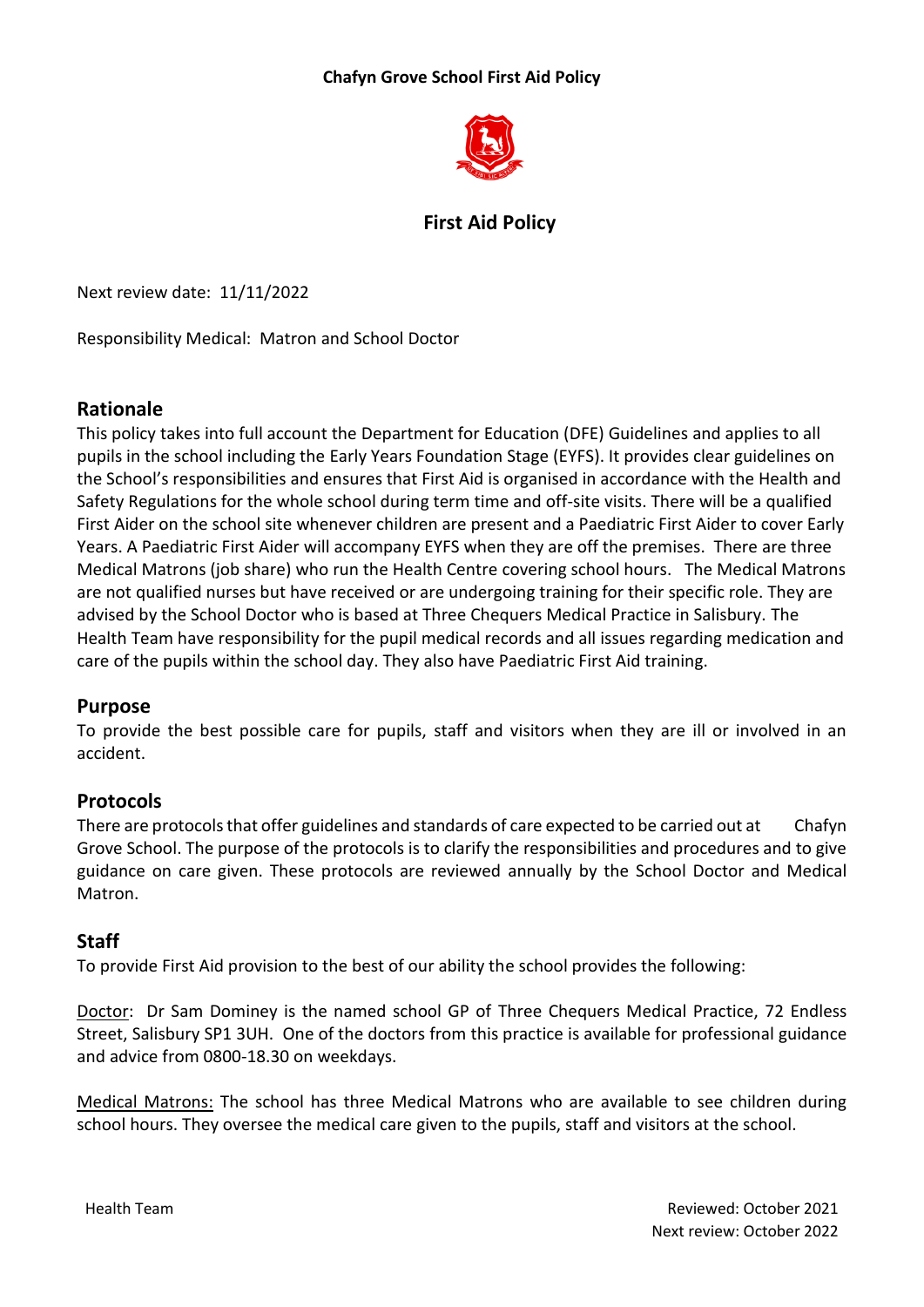**Chafyn Grove School First Aid Policy**

# First Aid Policy

Next review date: 11/11/2022

Responsibility Medical: Matron and School Doctor

## Rationale

This policy takes into full account the Department for Education (DFE) Guidelines and applies to all pupils in the school including the Early Years Foundation Stage (EYFS). It provides clear guidelines on the School's responsibilities and ensures that First Aid is organised in accordance with the Health and Safety Regulations for the whole school during term time and off-site visits. There will be a qualified First Aider on the school site whenever children are present and a Paediatric First Aider to cover Early Years. A Paediatric First Aider will accompany EYFS when they are off the premises. There are three Medical Matrons (job share) who run the Health Centre covering school hours. The Medical Matrons are not qualified nurses but have received or are undergoing training for their specific role. They are advised by the School Doctor who is based at Three Chequers Medical Practice in Salisbury. The Health Team have responsibility for the pupil medical records and all issues regarding medication and care of the pupils within the school day. They also have Paediatric First Aid training.

## Purpose

To provide the best possible care for pupils, staff and visitors when they are ill or involved in an accident.

## Protocols

There are protocols that offer guidelines and standards of care expected to be carried out at Chafyn Grove School. The purpose of the protocols is to clarify the responsibilities and procedures and to give guidance on care given. These protocols are reviewed annually by the School Doctor and Medical Matron.

## Staff

To provide First Aid provision to the best of our ability the school provides the following:

Doctor: Dr Sam Dominey is the named school GP of Three Chequers Medical Practice, 72 Endless Street, Salisbury SP1 3UH. One of the doctors from this practice is available for professional guidance and advice from 0800-18.30 on weekdays.

Medical Matrons: The school has three Medical Matrons who are available to see children during school hours. They oversee the medical care given to the pupils, staff and visitors at the school.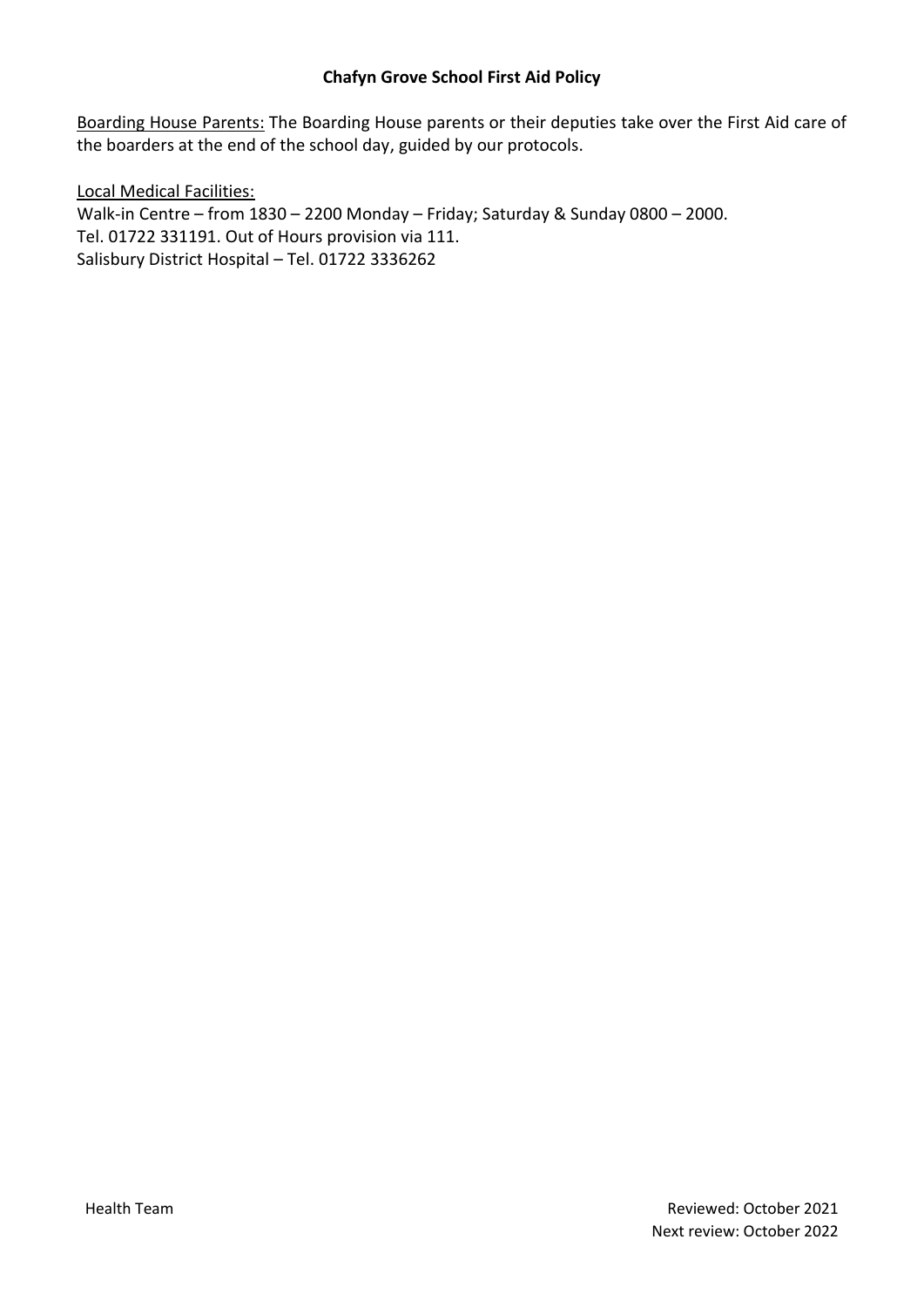Boarding House Parents: The Boarding House parents or their deputies take over the First Aid care of the boarders at the end of the school day, guided by our protocols.

Local Medical Facilities:
Walk-in Centre – from 1830 – 2200 Monday – Friday; Saturday & Sunday 0800 – 2000.
Tel. 01722 331191. Out of Hours provision via 111.
Salisbury District Hospital – Tel. 01722 3336262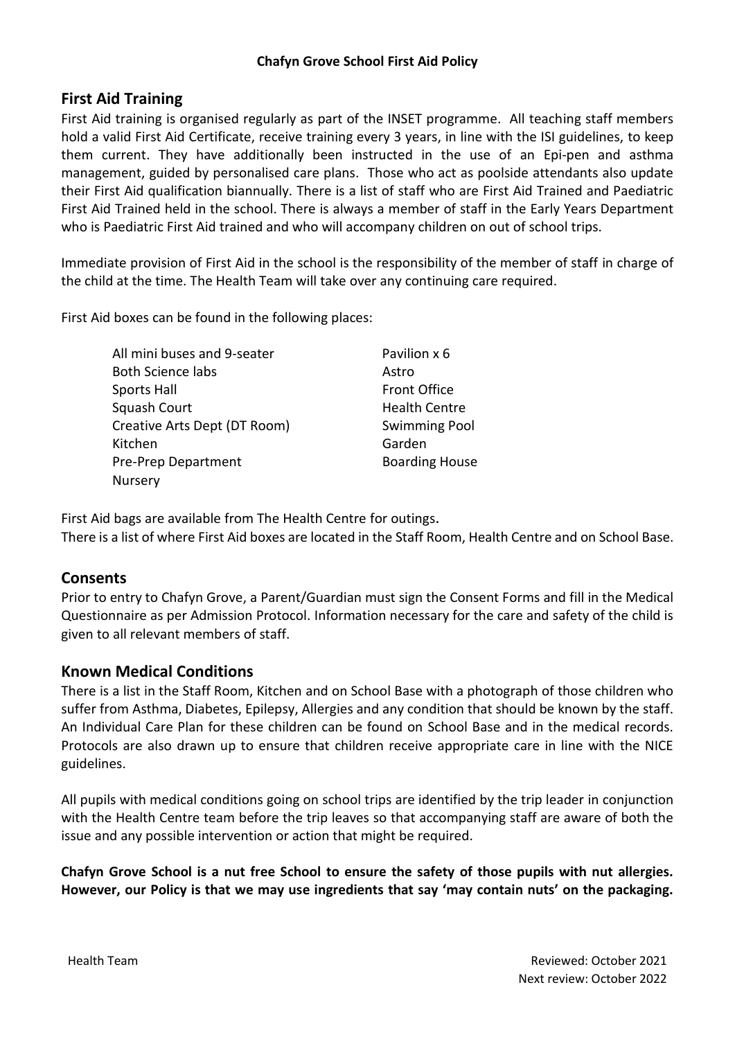**Chafyn Grove School First Aid Policy**

## First Aid Training

First Aid training is organised regularly as part of the INSET programme. All teaching staff members hold a valid First Aid Certificate, receive training every 3 years, in line with the ISI guidelines, to keep them current. They have additionally been instructed in the use of an Epi-pen and asthma management, guided by personalised care plans. Those who act as poolside attendants also update their First Aid qualification biannually. There is a list of staff who are First Aid Trained and Paediatric First Aid Trained held in the school. There is always a member of staff in the Early Years Department who is Paediatric First Aid trained and who will accompany children on out of school trips.

Immediate provision of First Aid in the school is the responsibility of the member of staff in charge of the child at the time. The Health Team will take over any continuing care required.

First Aid boxes can be found in the following places:

- All mini buses and 9-seater
- Both Science labs
- Sports Hall
- Squash Court
- Creative Arts Dept (DT Room)
- Kitchen
- Pre-Prep Department
- Nursery
- Pavilion x 6
- Astro
- Front Office
- Health Centre
- Swimming Pool
- Garden
- Boarding House

First Aid bags are available from The Health Centre for outings.
There is a list of where First Aid boxes are located in the Staff Room, Health Centre and on School Base.

## Consents

Prior to entry to Chafyn Grove, a Parent/Guardian must sign the Consent Forms and fill in the Medical Questionnaire as per Admission Protocol. Information necessary for the care and safety of the child is given to all relevant members of staff.

## Known Medical Conditions

There is a list in the Staff Room, Kitchen and on School Base with a photograph of those children who suffer from Asthma, Diabetes, Epilepsy, Allergies and any condition that should be known by the staff. An Individual Care Plan for these children can be found on School Base and in the medical records. Protocols are also drawn up to ensure that children receive appropriate care in line with the NICE guidelines.

All pupils with medical conditions going on school trips are identified by the trip leader in conjunction with the Health Centre team before the trip leaves so that accompanying staff are aware of both the issue and any possible intervention or action that might be required.

**Chafyn Grove School is a nut free School to ensure the safety of those pupils with nut allergies. However, our Policy is that we may use ingredients that say 'may contain nuts' on the packaging.**

Health Team

Reviewed: October 2021
Next review: October 2022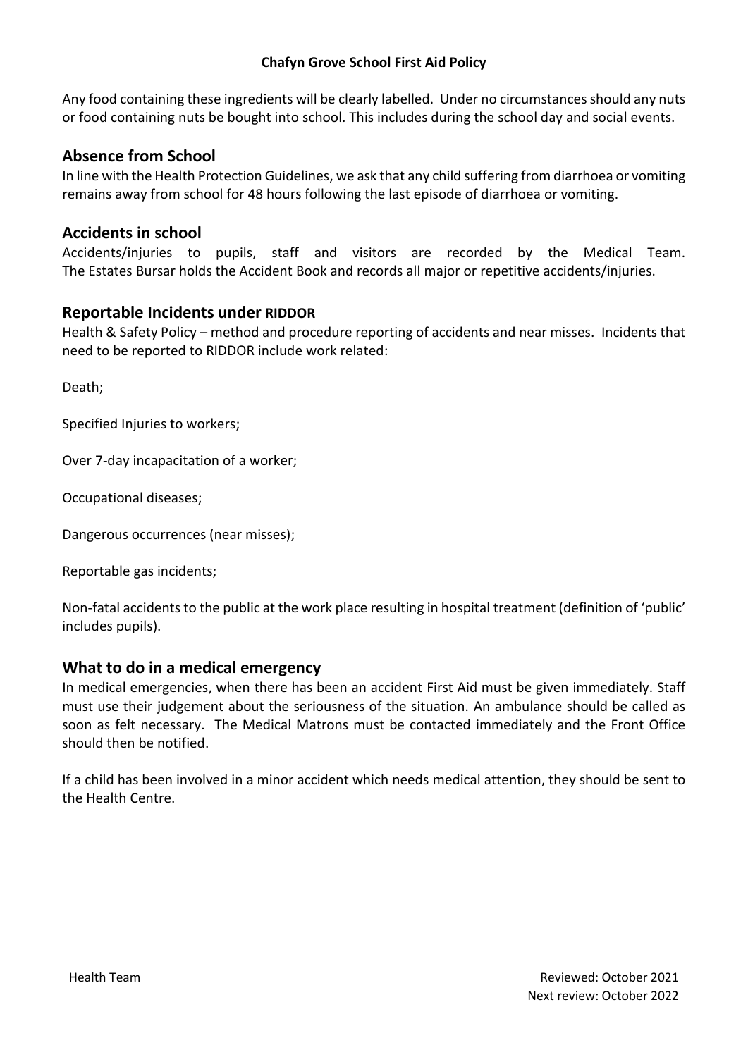Any food containing these ingredients will be clearly labelled. Under no circumstances should any nuts or food containing nuts be bought into school. This includes during the school day and social events.

## Absence from School

In line with the Health Protection Guidelines, we ask that any child suffering from diarrhoea or vomiting remains away from school for 48 hours following the last episode of diarrhoea or vomiting.

## Accidents in school

Accidents/injuries to pupils, staff and visitors are recorded by the Medical Team. The Estates Bursar holds the Accident Book and records all major or repetitive accidents/injuries.

## Reportable Incidents under RIDDOR

Health & Safety Policy – method and procedure reporting of accidents and near misses. Incidents that need to be reported to RIDDOR include work related:

Death;

Specified Injuries to workers;

Over 7-day incapacitation of a worker;

Occupational diseases;

Dangerous occurrences (near misses);

Reportable gas incidents;

Non-fatal accidents to the public at the work place resulting in hospital treatment (definition of 'public' includes pupils).

## What to do in a medical emergency

In medical emergencies, when there has been an accident First Aid must be given immediately. Staff must use their judgement about the seriousness of the situation. An ambulance should be called as soon as felt necessary. The Medical Matrons must be contacted immediately and the Front Office should then be notified.

If a child has been involved in a minor accident which needs medical attention, they should be sent to the Health Centre.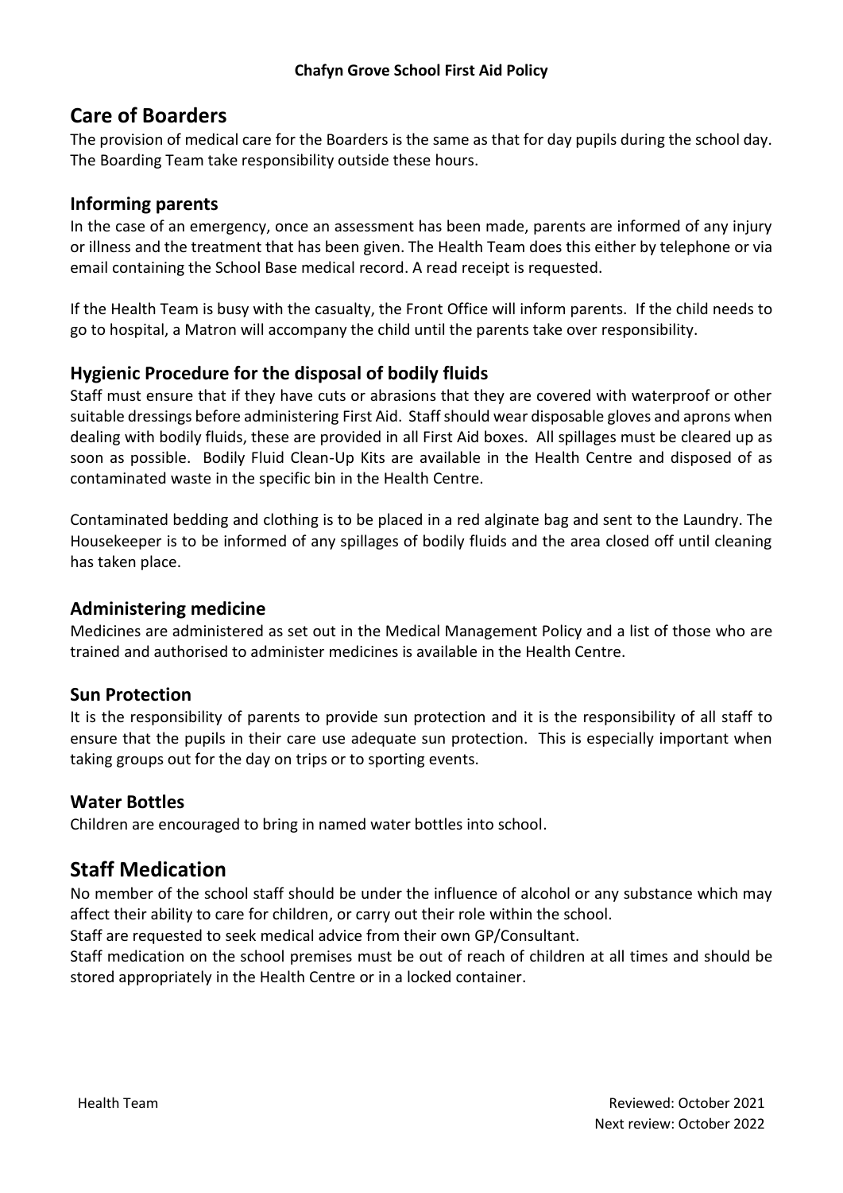## Care of Boarders

The provision of medical care for the Boarders is the same as that for day pupils during the school day. The Boarding Team take responsibility outside these hours.

### Informing parents

In the case of an emergency, once an assessment has been made, parents are informed of any injury or illness and the treatment that has been given. The Health Team does this either by telephone or via email containing the School Base medical record. A read receipt is requested.

If the Health Team is busy with the casualty, the Front Office will inform parents. If the child needs to go to hospital, a Matron will accompany the child until the parents take over responsibility.

### Hygienic Procedure for the disposal of bodily fluids

Staff must ensure that if they have cuts or abrasions that they are covered with waterproof or other suitable dressings before administering First Aid. Staff should wear disposable gloves and aprons when dealing with bodily fluids, these are provided in all First Aid boxes. All spillages must be cleared up as soon as possible. Bodily Fluid Clean-Up Kits are available in the Health Centre and disposed of as contaminated waste in the specific bin in the Health Centre.

Contaminated bedding and clothing is to be placed in a red alginate bag and sent to the Laundry. The Housekeeper is to be informed of any spillages of bodily fluids and the area closed off until cleaning has taken place.

### Administering medicine

Medicines are administered as set out in the Medical Management Policy and a list of those who are trained and authorised to administer medicines is available in the Health Centre.

### Sun Protection

It is the responsibility of parents to provide sun protection and it is the responsibility of all staff to ensure that the pupils in their care use adequate sun protection. This is especially important when taking groups out for the day on trips or to sporting events.

### Water Bottles

Children are encouraged to bring in named water bottles into school.

## Staff Medication

No member of the school staff should be under the influence of alcohol or any substance which may affect their ability to care for children, or carry out their role within the school.

Staff are requested to seek medical advice from their own GP/Consultant.

Staff medication on the school premises must be out of reach of children at all times and should be stored appropriately in the Health Centre or in a locked container.

Health Team

Reviewed: October 2021
Next review: October 2022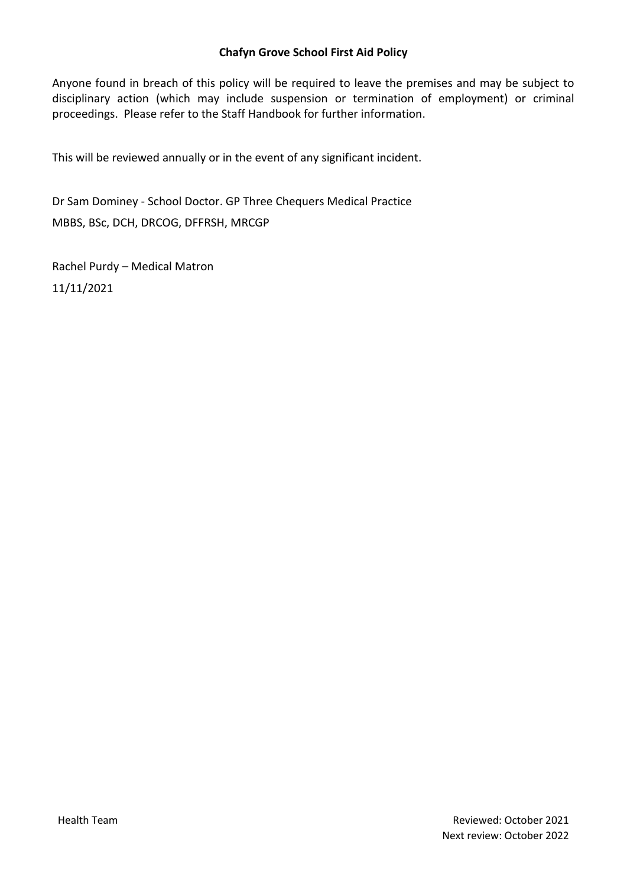**Chafyn Grove School First Aid Policy**

Anyone found in breach of this policy will be required to leave the premises and may be subject to disciplinary action (which may include suspension or termination of employment) or criminal proceedings. Please refer to the Staff Handbook for further information.

This will be reviewed annually or in the event of any significant incident.

Dr Sam Dominey - School Doctor. GP Three Chequers Medical Practice
MBBS, BSc, DCH, DRCOG, DFFRSH, MRCGP

Rachel Purdy – Medical Matron
11/11/2021